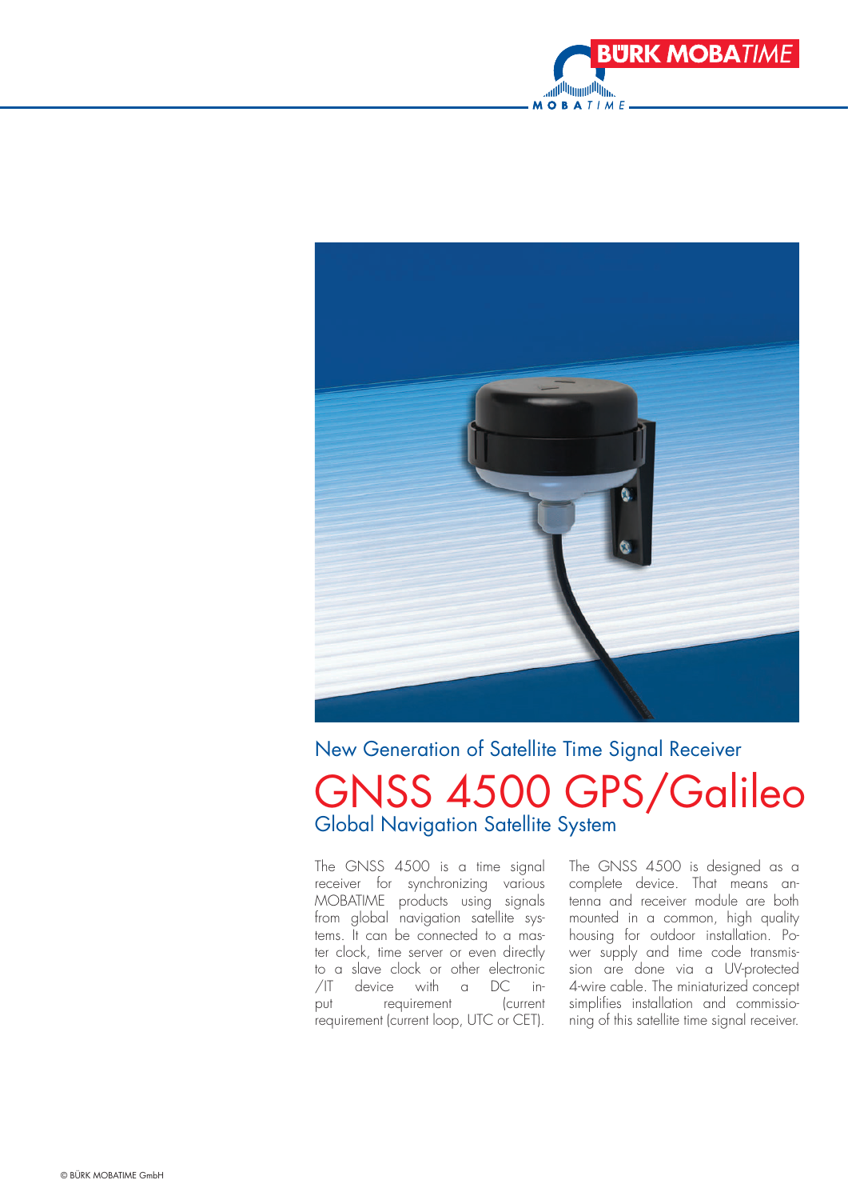New Generation of Satellite Time Signal Receiver

# GNSS 4500 GPS/Galileo

## Global Navigation Satellite System

The GNSS 4500 is a time signal receiver for synchronizing various MOBATIME products using signals from global navigation satellite systems. It can be connected to a master clock, time server or even directly to a slave clock or other electronic /IT device with a DC input requirement (current requirement (current loop, UTC or CET).

The GNSS 4500 is designed as a complete device. That means antenna and receiver module are both mounted in a common, high quality housing for outdoor installation. Power supply and time code transmission are done via a UV-protected 4-wire cable. The miniaturized concept simplifies installation and commissioning of this satellite time signal receiver.

© BÜRK MOBATIME GmbH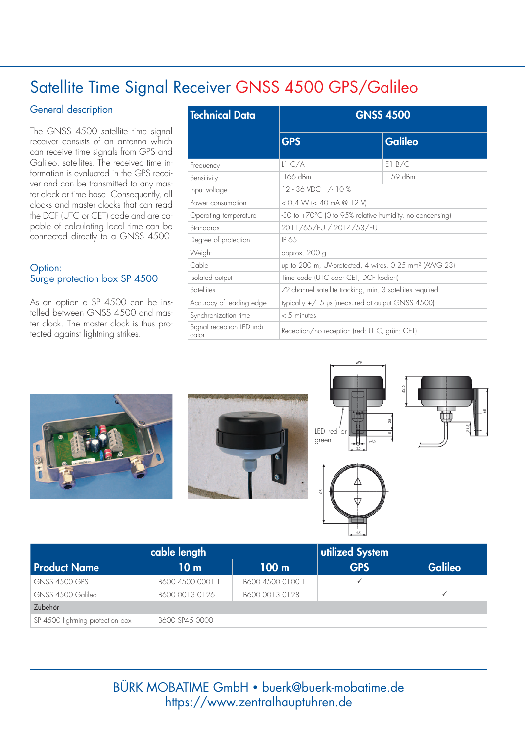# Satellite Time Signal Receiver GNSS 4500 GPS/Galileo

## General description

The GNSS 4500 satellite time signal receiver consists of an antenna which can receive time signals from GPS and Galileo, satellites. The received time information is evaluated in the GPS receiver and can be transmitted to any master clock or time base. Consequently, all clocks and master clocks that can read the DCF (UTC or CET) code and are capable of calculating local time can be connected directly to a GNSS 4500.

## Option: Surge protection box SP 4500

As an option a SP 4500 can be installed between GNSS 4500 and master clock. The master clock is thus protected against lightning strikes.

| Technical Data | GNSS 4500 | |
|---|---|---|
| | GPS | Galileo |
| Frequency | L1 C/A | E1 B/C |
| Sensitivity | -166 dBm | -159 dBm |
| Input voltage | 12 - 36 VDC +/- 10 % | |
| Power consumption | < 0.4 W (< 40 mA @ 12 V) | |
| Operating temperature | -30 to +70°C (0 to 95% relative humidity, no condensing) | |
| Standards | 2011/65/EU / 2014/53/EU | |
| Degree of protection | IP 65 | |
| Weight | approx. 200 g | |
| Cable | up to 200 m, UV-protected, 4 wires, 0.25 mm² (AWG 23) | |
| Isolated output | Time code (UTC oder CET, DCF kodiert) | |
| Satellites | 72-channel satellite tracking, min. 3 satellites required | |
| Accuracy of leading edge | typically +/- 5 µs (measured at output GNSS 4500) | |
| Synchronization time | < 5 minutes | |
| Signal reception LED indicator | Reception/no reception (red: UTC, grün: CET) | |

ø79

42.5

25

8

ø4.5

25

LED red or green

68

21.5

85

25

| Product Name | cable length | | utilized System | |
|---|---|---|---|---|
| | 10 m | 100 m | GPS | Galileo |
| GNSS 4500 GPS | B600 4500 0001-1 | B600 4500 0100-1 | ✓ | |
| GNSS 4500 Galileo | B600 0013 0126 | B600 0013 0128 | | ✓ |
| Zubehör | | | | |
| SP 4500 lightning protection box | B600 SP45 0000 | | | |

BÜRK MOBATIME GmbH • buerk@buerk-mobatime.de
https://www.zentralhauptuhren.de